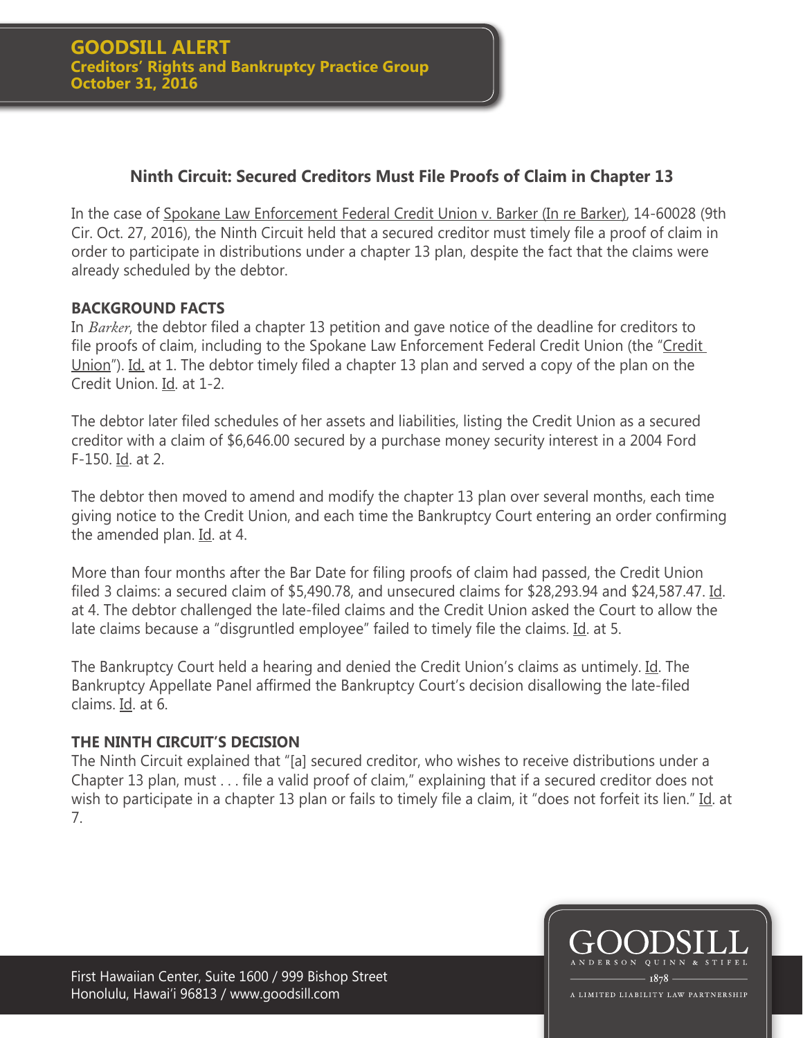**GOODSILL ALERT**
**Creditors' Rights and Bankruptcy Practice Group**
**October 31, 2016**

## Ninth Circuit: Secured Creditors Must File Proofs of Claim in Chapter 13

In the case of Spokane Law Enforcement Federal Credit Union v. Barker (In re Barker), 14-60028 (9th Cir. Oct. 27, 2016), the Ninth Circuit held that a secured creditor must timely file a proof of claim in order to participate in distributions under a chapter 13 plan, despite the fact that the claims were already scheduled by the debtor.

### BACKGROUND FACTS

In *Barker*, the debtor filed a chapter 13 petition and gave notice of the deadline for creditors to file proofs of claim, including to the Spokane Law Enforcement Federal Credit Union (the "Credit Union"). Id. at 1. The debtor timely filed a chapter 13 plan and served a copy of the plan on the Credit Union. Id. at 1-2.

The debtor later filed schedules of her assets and liabilities, listing the Credit Union as a secured creditor with a claim of $6,646.00 secured by a purchase money security interest in a 2004 Ford F-150. Id. at 2.

The debtor then moved to amend and modify the chapter 13 plan over several months, each time giving notice to the Credit Union, and each time the Bankruptcy Court entering an order confirming the amended plan. Id. at 4.

More than four months after the Bar Date for filing proofs of claim had passed, the Credit Union filed 3 claims: a secured claim of $5,490.78, and unsecured claims for $28,293.94 and $24,587.47. Id. at 4. The debtor challenged the late-filed claims and the Credit Union asked the Court to allow the late claims because a "disgruntled employee" failed to timely file the claims. Id. at 5.

The Bankruptcy Court held a hearing and denied the Credit Union's claims as untimely. Id. The Bankruptcy Appellate Panel affirmed the Bankruptcy Court's decision disallowing the late-filed claims. Id. at 6.

### THE NINTH CIRCUIT'S DECISION

The Ninth Circuit explained that "[a] secured creditor, who wishes to receive distributions under a Chapter 13 plan, must . . . file a valid proof of claim," explaining that if a secured creditor does not wish to participate in a chapter 13 plan or fails to timely file a claim, it "does not forfeit its lien." Id. at 7.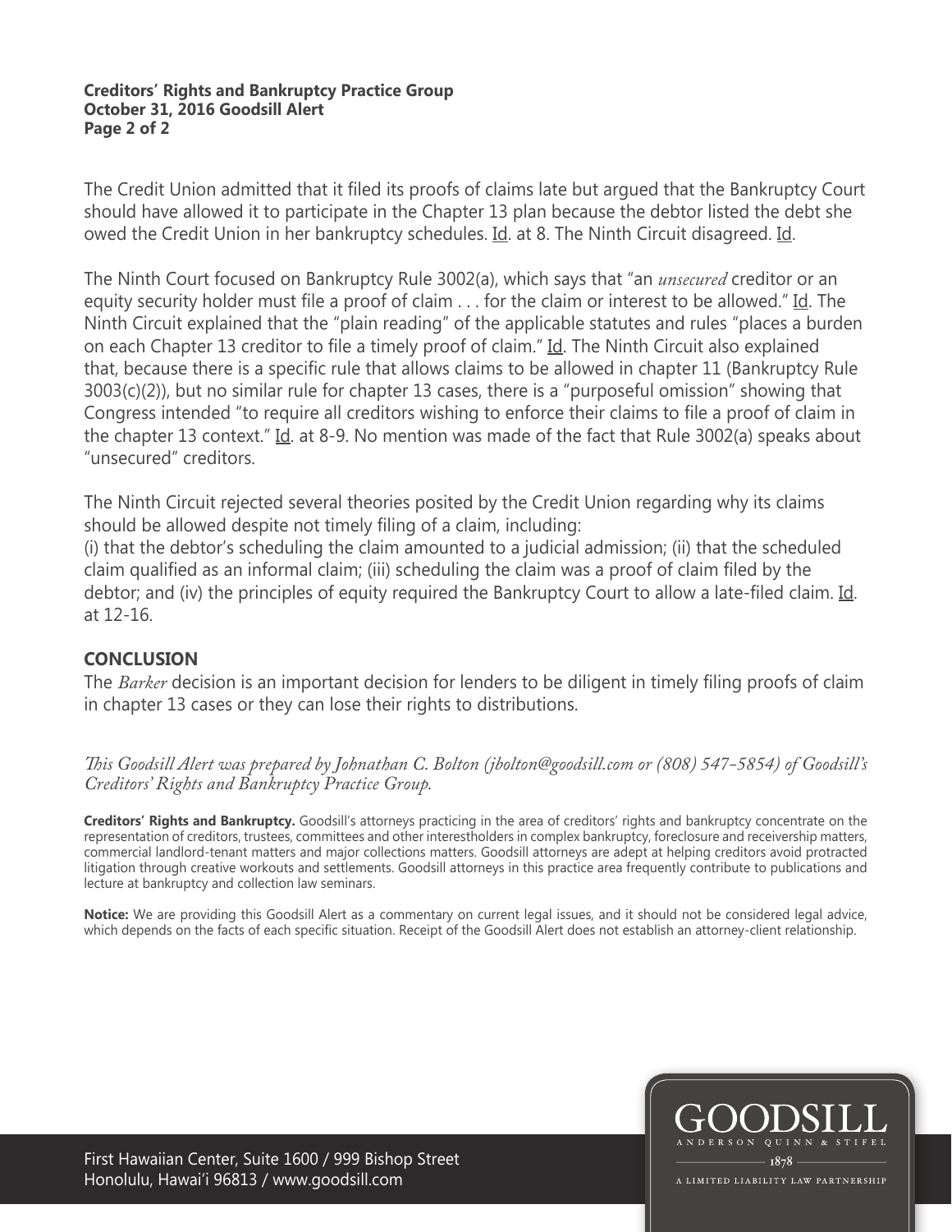The Credit Union admitted that it filed its proofs of claims late but argued that the Bankruptcy Court should have allowed it to participate in the Chapter 13 plan because the debtor listed the debt she owed the Credit Union in her bankruptcy schedules. Id. at 8. The Ninth Circuit disagreed. Id.

The Ninth Court focused on Bankruptcy Rule 3002(a), which says that "an *unsecured* creditor or an equity security holder must file a proof of claim . . . for the claim or interest to be allowed." Id. The Ninth Circuit explained that the "plain reading" of the applicable statutes and rules "places a burden on each Chapter 13 creditor to file a timely proof of claim." Id. The Ninth Circuit also explained that, because there is a specific rule that allows claims to be allowed in chapter 11 (Bankruptcy Rule 3003(c)(2)), but no similar rule for chapter 13 cases, there is a "purposeful omission" showing that Congress intended "to require all creditors wishing to enforce their claims to file a proof of claim in the chapter 13 context." Id. at 8-9. No mention was made of the fact that Rule 3002(a) speaks about "unsecured" creditors.

The Ninth Circuit rejected several theories posited by the Credit Union regarding why its claims should be allowed despite not timely filing of a claim, including:
(i) that the debtor's scheduling the claim amounted to a judicial admission; (ii) that the scheduled claim qualified as an informal claim; (iii) scheduling the claim was a proof of claim filed by the debtor; and (iv) the principles of equity required the Bankruptcy Court to allow a late-filed claim. Id. at 12-16.

## CONCLUSION

The *Barker* decision is an important decision for lenders to be diligent in timely filing proofs of claim in chapter 13 cases or they can lose their rights to distributions.

*This Goodsill Alert was prepared by Johnathan C. Bolton (jbolton@goodsill.com or (808) 547-5854) of Goodsill's Creditors' Rights and Bankruptcy Practice Group.*

**Creditors' Rights and Bankruptcy.** Goodsill's attorneys practicing in the area of creditors' rights and bankruptcy concentrate on the representation of creditors, trustees, committees and other interestholders in complex bankruptcy, foreclosure and receivership matters, commercial landlord-tenant matters and major collections matters. Goodsill attorneys are adept at helping creditors avoid protracted litigation through creative workouts and settlements. Goodsill attorneys in this practice area frequently contribute to publications and lecture at bankruptcy and collection law seminars.

**Notice:** We are providing this Goodsill Alert as a commentary on current legal issues, and it should not be considered legal advice, which depends on the facts of each specific situation. Receipt of the Goodsill Alert does not establish an attorney-client relationship.

First Hawaiian Center, Suite 1600 / 999 Bishop Street
Honolulu, Hawai'i 96813 / www.goodsill.com

GOODSILL
ANDERSON QUINN & STIFEL
1878
A LIMITED LIABILITY LAW PARTNERSHIP